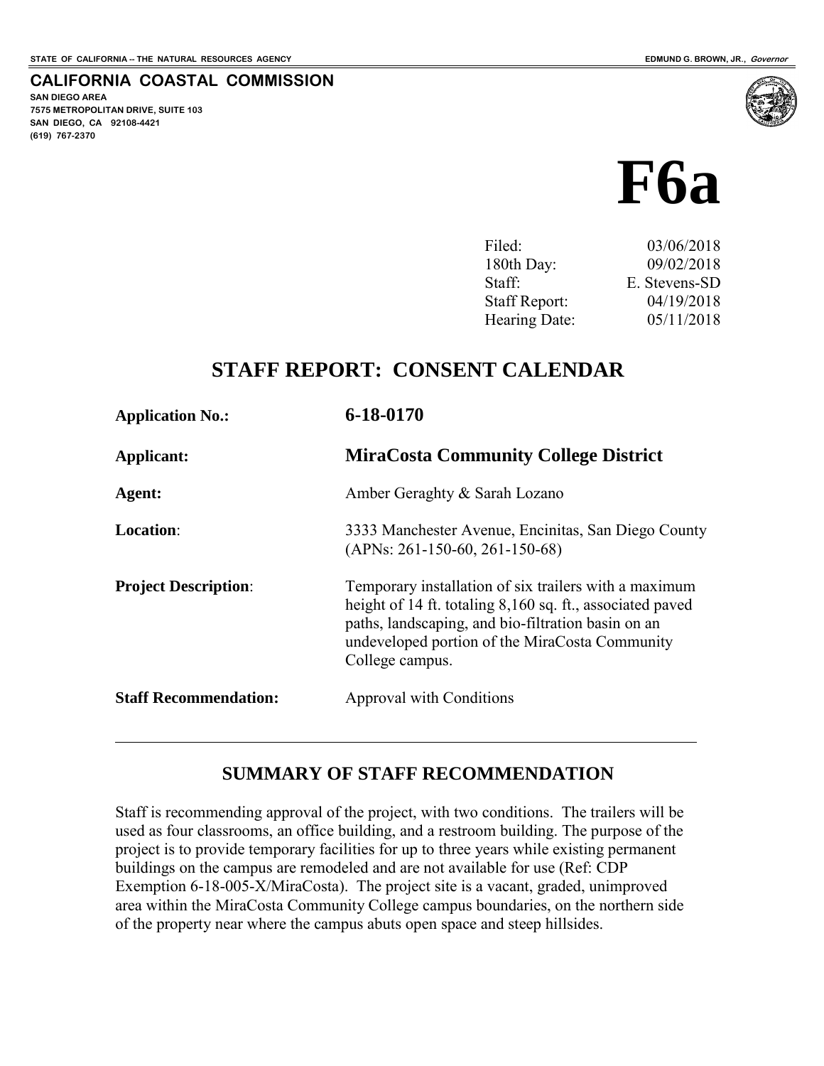STATE OF CALIFORNIA -- THE NATURAL RESOURCES AGENCY

EDMUND G. BROWN, JR., *Governor*

**CALIFORNIA COASTAL COMMISSION**
**SAN DIEGO AREA**
**7575 METROPOLITAN DRIVE, SUITE 103**
**SAN DIEGO, CA 92108-4421**
**(619) 767-2370**

# F6a

| | |
|---|---|
| Filed: | 03/06/2018 |
| 180th Day: | 09/02/2018 |
| Staff: | E. Stevens-SD |
| Staff Report: | 04/19/2018 |
| Hearing Date: | 05/11/2018 |

## STAFF REPORT: CONSENT CALENDAR

| | |
|---|---|
| **Application No.:** | **6-18-0170** |
| **Applicant:** | **MiraCosta Community College District** |
| **Agent:** | Amber Geraghty & Sarah Lozano |
| **Location**: | 3333 Manchester Avenue, Encinitas, San Diego County (APNs: 261-150-60, 261-150-68) |
| **Project Description**: | Temporary installation of six trailers with a maximum height of 14 ft. totaling 8,160 sq. ft., associated paved paths, landscaping, and bio-filtration basin on an undeveloped portion of the MiraCosta Community College campus. |
| **Staff Recommendation:** | Approval with Conditions |

---

## SUMMARY OF STAFF RECOMMENDATION

Staff is recommending approval of the project, with two conditions. The trailers will be used as four classrooms, an office building, and a restroom building. The purpose of the project is to provide temporary facilities for up to three years while existing permanent buildings on the campus are remodeled and are not available for use (Ref: CDP Exemption 6-18-005-X/MiraCosta). The project site is a vacant, graded, unimproved area within the MiraCosta Community College campus boundaries, on the northern side of the property near where the campus abuts open space and steep hillsides.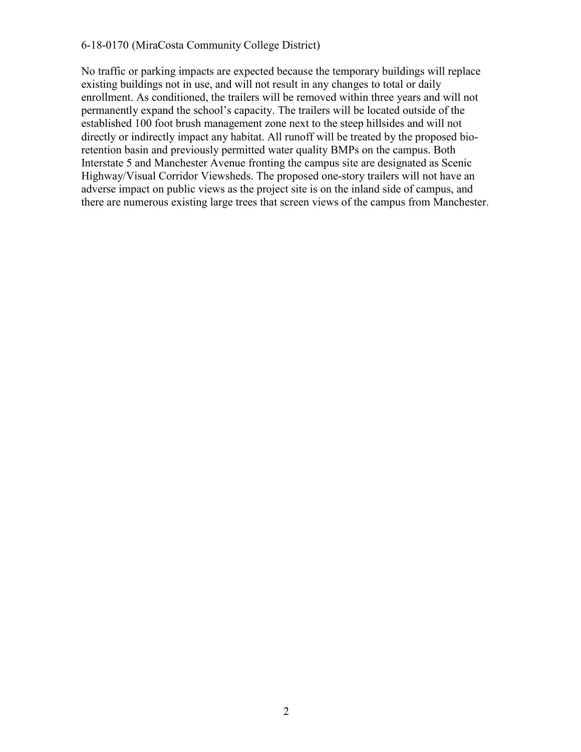No traffic or parking impacts are expected because the temporary buildings will replace existing buildings not in use, and will not result in any changes to total or daily enrollment. As conditioned, the trailers will be removed within three years and will not permanently expand the school's capacity. The trailers will be located outside of the established 100 foot brush management zone next to the steep hillsides and will not directly or indirectly impact any habitat. All runoff will be treated by the proposed bio-retention basin and previously permitted water quality BMPs on the campus. Both Interstate 5 and Manchester Avenue fronting the campus site are designated as Scenic Highway/Visual Corridor Viewsheds. The proposed one-story trailers will not have an adverse impact on public views as the project site is on the inland side of campus, and there are numerous existing large trees that screen views of the campus from Manchester.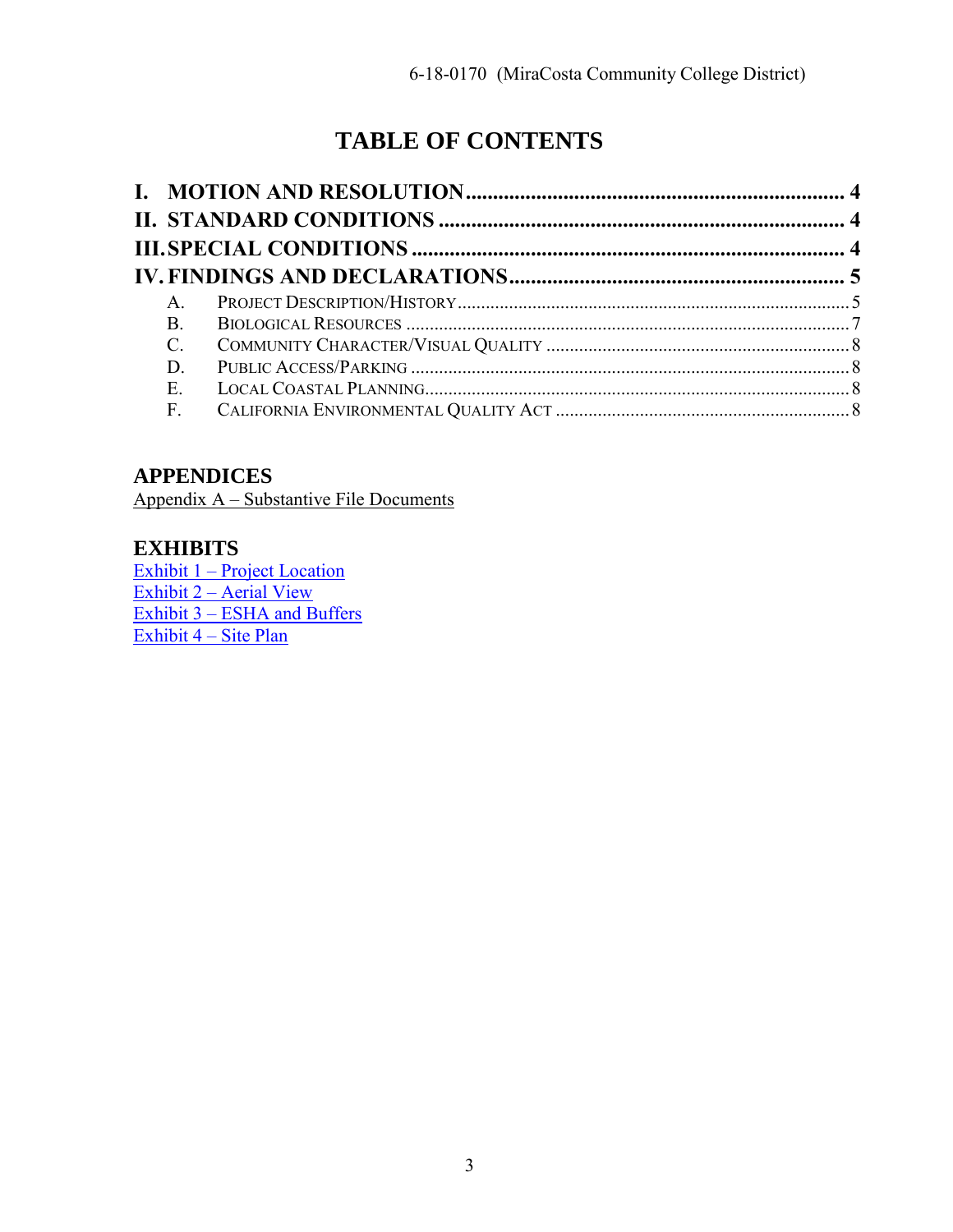# TABLE OF CONTENTS

**I. MOTION AND RESOLUTION** ..................................................................... **4**
**II. STANDARD CONDITIONS** ..................................................................... **4**
**III. SPECIAL CONDITIONS** ..................................................................... **4**
**IV. FINDINGS AND DECLARATIONS** ..................................................................... **5**

- A. PROJECT DESCRIPTION/HISTORY ..................................................................... 5
- B. BIOLOGICAL RESOURCES ..................................................................... 7
- C. COMMUNITY CHARACTER/VISUAL QUALITY ..................................................................... 8
- D. PUBLIC ACCESS/PARKING ..................................................................... 8
- E. LOCAL COASTAL PLANNING ..................................................................... 8
- F. CALIFORNIA ENVIRONMENTAL QUALITY ACT ..................................................................... 8

## APPENDICES

Appendix A – Substantive File Documents

## EXHIBITS

Exhibit 1 – Project Location
Exhibit 2 – Aerial View
Exhibit 3 – ESHA and Buffers
Exhibit 4 – Site Plan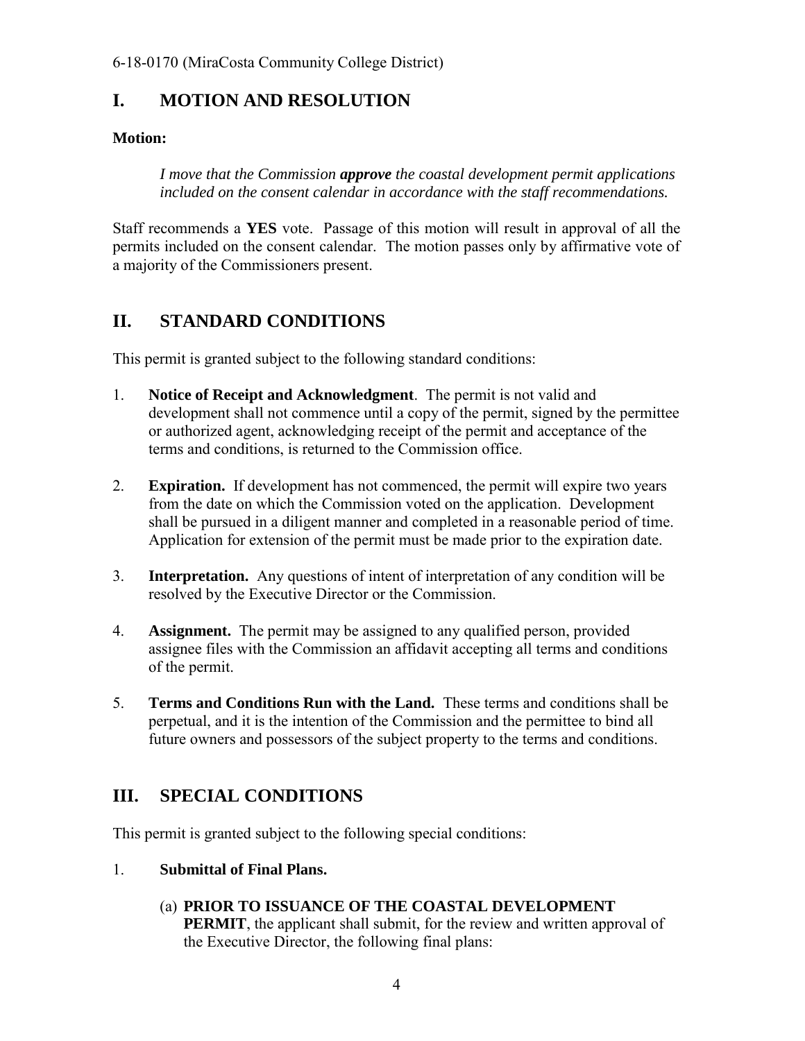## I. MOTION AND RESOLUTION

**Motion:**

> *I move that the Commission **approve** the coastal development permit applications included on the consent calendar in accordance with the staff recommendations.*

Staff recommends a **YES** vote. Passage of this motion will result in approval of all the permits included on the consent calendar. The motion passes only by affirmative vote of a majority of the Commissioners present.

## II. STANDARD CONDITIONS

This permit is granted subject to the following standard conditions:

1. **Notice of Receipt and Acknowledgment**. The permit is not valid and development shall not commence until a copy of the permit, signed by the permittee or authorized agent, acknowledging receipt of the permit and acceptance of the terms and conditions, is returned to the Commission office.

2. **Expiration.** If development has not commenced, the permit will expire two years from the date on which the Commission voted on the application. Development shall be pursued in a diligent manner and completed in a reasonable period of time. Application for extension of the permit must be made prior to the expiration date.

3. **Interpretation.** Any questions of intent of interpretation of any condition will be resolved by the Executive Director or the Commission.

4. **Assignment.** The permit may be assigned to any qualified person, provided assignee files with the Commission an affidavit accepting all terms and conditions of the permit.

5. **Terms and Conditions Run with the Land.** These terms and conditions shall be perpetual, and it is the intention of the Commission and the permittee to bind all future owners and possessors of the subject property to the terms and conditions.

## III. SPECIAL CONDITIONS

This permit is granted subject to the following special conditions:

1. **Submittal of Final Plans.**

   (a) **PRIOR TO ISSUANCE OF THE COASTAL DEVELOPMENT PERMIT**, the applicant shall submit, for the review and written approval of the Executive Director, the following final plans: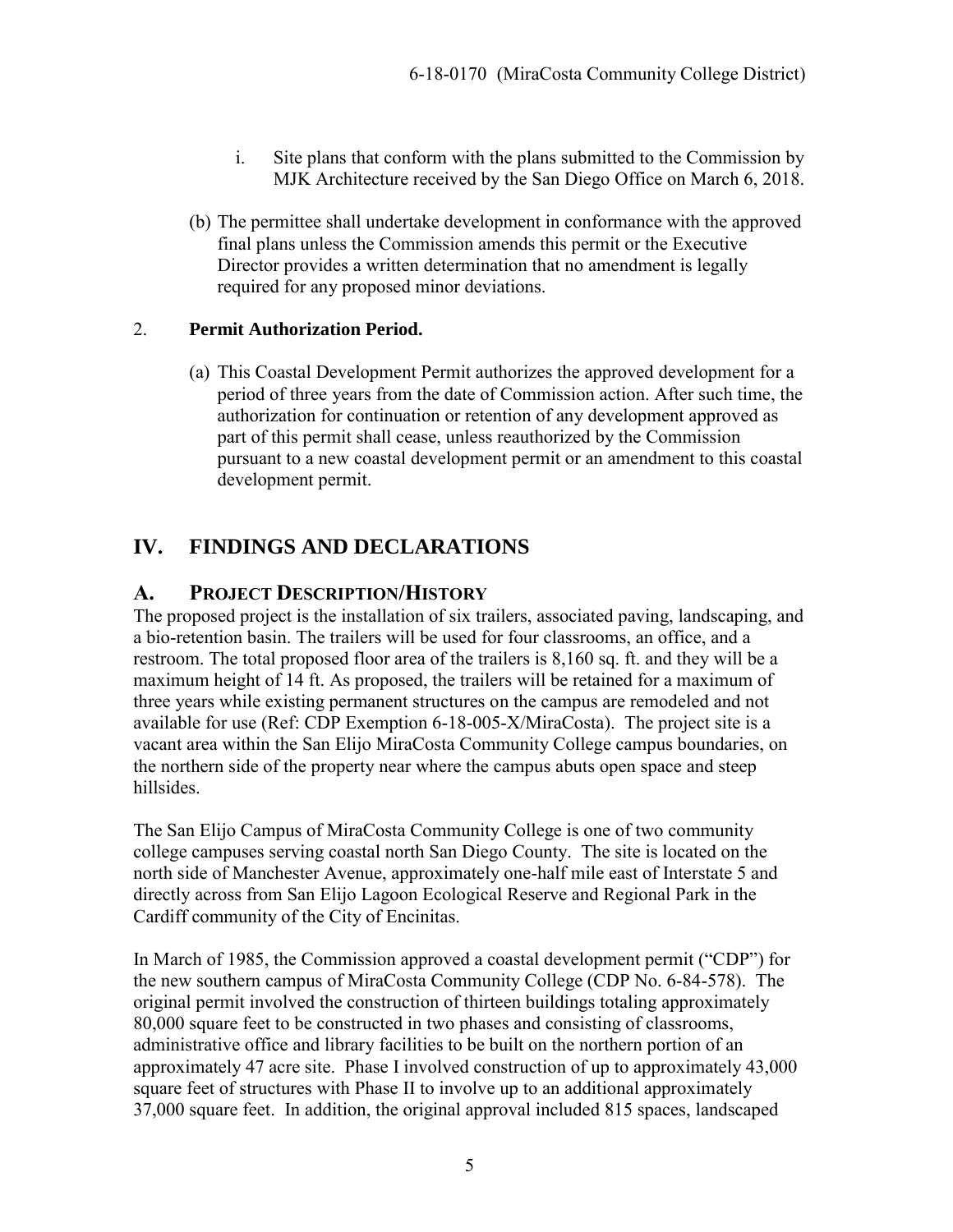i. Site plans that conform with the plans submitted to the Commission by MJK Architecture received by the San Diego Office on March 6, 2018.

(b) The permittee shall undertake development in conformance with the approved final plans unless the Commission amends this permit or the Executive Director provides a written determination that no amendment is legally required for any proposed minor deviations.

2. **Permit Authorization Period.**

(a) This Coastal Development Permit authorizes the approved development for a period of three years from the date of Commission action. After such time, the authorization for continuation or retention of any development approved as part of this permit shall cease, unless reauthorized by the Commission pursuant to a new coastal development permit or an amendment to this coastal development permit.

## IV. FINDINGS AND DECLARATIONS

### A. PROJECT DESCRIPTION/HISTORY

The proposed project is the installation of six trailers, associated paving, landscaping, and a bio-retention basin. The trailers will be used for four classrooms, an office, and a restroom. The total proposed floor area of the trailers is 8,160 sq. ft. and they will be a maximum height of 14 ft. As proposed, the trailers will be retained for a maximum of three years while existing permanent structures on the campus are remodeled and not available for use (Ref: CDP Exemption 6-18-005-X/MiraCosta). The project site is a vacant area within the San Elijo MiraCosta Community College campus boundaries, on the northern side of the property near where the campus abuts open space and steep hillsides.

The San Elijo Campus of MiraCosta Community College is one of two community college campuses serving coastal north San Diego County. The site is located on the north side of Manchester Avenue, approximately one-half mile east of Interstate 5 and directly across from San Elijo Lagoon Ecological Reserve and Regional Park in the Cardiff community of the City of Encinitas.

In March of 1985, the Commission approved a coastal development permit ("CDP") for the new southern campus of MiraCosta Community College (CDP No. 6-84-578). The original permit involved the construction of thirteen buildings totaling approximately 80,000 square feet to be constructed in two phases and consisting of classrooms, administrative office and library facilities to be built on the northern portion of an approximately 47 acre site. Phase I involved construction of up to approximately 43,000 square feet of structures with Phase II to involve up to an additional approximately 37,000 square feet. In addition, the original approval included 815 spaces, landscaped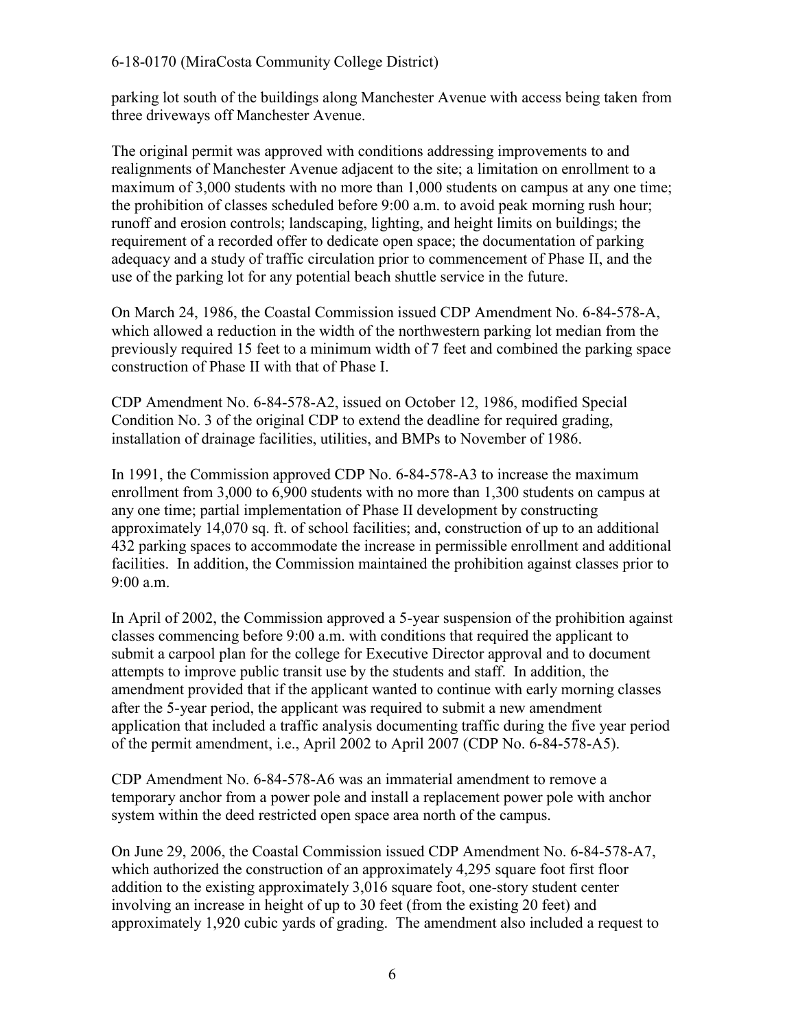parking lot south of the buildings along Manchester Avenue with access being taken from three driveways off Manchester Avenue.

The original permit was approved with conditions addressing improvements to and realignments of Manchester Avenue adjacent to the site; a limitation on enrollment to a maximum of 3,000 students with no more than 1,000 students on campus at any one time; the prohibition of classes scheduled before 9:00 a.m. to avoid peak morning rush hour; runoff and erosion controls; landscaping, lighting, and height limits on buildings; the requirement of a recorded offer to dedicate open space; the documentation of parking adequacy and a study of traffic circulation prior to commencement of Phase II, and the use of the parking lot for any potential beach shuttle service in the future.

On March 24, 1986, the Coastal Commission issued CDP Amendment No. 6-84-578-A, which allowed a reduction in the width of the northwestern parking lot median from the previously required 15 feet to a minimum width of 7 feet and combined the parking space construction of Phase II with that of Phase I.

CDP Amendment No. 6-84-578-A2, issued on October 12, 1986, modified Special Condition No. 3 of the original CDP to extend the deadline for required grading, installation of drainage facilities, utilities, and BMPs to November of 1986.

In 1991, the Commission approved CDP No. 6-84-578-A3 to increase the maximum enrollment from 3,000 to 6,900 students with no more than 1,300 students on campus at any one time; partial implementation of Phase II development by constructing approximately 14,070 sq. ft. of school facilities; and, construction of up to an additional 432 parking spaces to accommodate the increase in permissible enrollment and additional facilities. In addition, the Commission maintained the prohibition against classes prior to 9:00 a.m.

In April of 2002, the Commission approved a 5-year suspension of the prohibition against classes commencing before 9:00 a.m. with conditions that required the applicant to submit a carpool plan for the college for Executive Director approval and to document attempts to improve public transit use by the students and staff. In addition, the amendment provided that if the applicant wanted to continue with early morning classes after the 5-year period, the applicant was required to submit a new amendment application that included a traffic analysis documenting traffic during the five year period of the permit amendment, i.e., April 2002 to April 2007 (CDP No. 6-84-578-A5).

CDP Amendment No. 6-84-578-A6 was an immaterial amendment to remove a temporary anchor from a power pole and install a replacement power pole with anchor system within the deed restricted open space area north of the campus.

On June 29, 2006, the Coastal Commission issued CDP Amendment No. 6-84-578-A7, which authorized the construction of an approximately 4,295 square foot first floor addition to the existing approximately 3,016 square foot, one-story student center involving an increase in height of up to 30 feet (from the existing 20 feet) and approximately 1,920 cubic yards of grading. The amendment also included a request to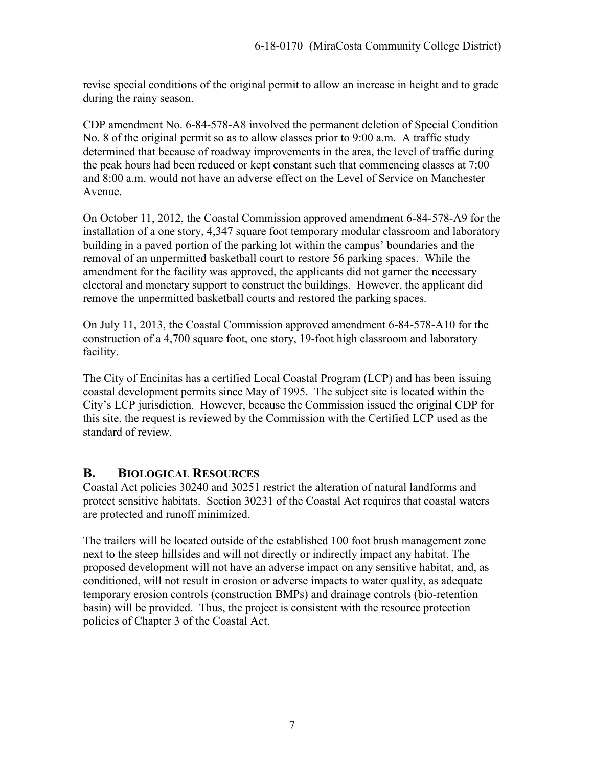revise special conditions of the original permit to allow an increase in height and to grade during the rainy season.

CDP amendment No. 6-84-578-A8 involved the permanent deletion of Special Condition No. 8 of the original permit so as to allow classes prior to 9:00 a.m. A traffic study determined that because of roadway improvements in the area, the level of traffic during the peak hours had been reduced or kept constant such that commencing classes at 7:00 and 8:00 a.m. would not have an adverse effect on the Level of Service on Manchester Avenue.

On October 11, 2012, the Coastal Commission approved amendment 6-84-578-A9 for the installation of a one story, 4,347 square foot temporary modular classroom and laboratory building in a paved portion of the parking lot within the campus' boundaries and the removal of an unpermitted basketball court to restore 56 parking spaces. While the amendment for the facility was approved, the applicants did not garner the necessary electoral and monetary support to construct the buildings. However, the applicant did remove the unpermitted basketball courts and restored the parking spaces.

On July 11, 2013, the Coastal Commission approved amendment 6-84-578-A10 for the construction of a 4,700 square foot, one story, 19-foot high classroom and laboratory facility.

The City of Encinitas has a certified Local Coastal Program (LCP) and has been issuing coastal development permits since May of 1995. The subject site is located within the City's LCP jurisdiction. However, because the Commission issued the original CDP for this site, the request is reviewed by the Commission with the Certified LCP used as the standard of review.

## B. BIOLOGICAL RESOURCES

Coastal Act policies 30240 and 30251 restrict the alteration of natural landforms and protect sensitive habitats. Section 30231 of the Coastal Act requires that coastal waters are protected and runoff minimized.

The trailers will be located outside of the established 100 foot brush management zone next to the steep hillsides and will not directly or indirectly impact any habitat. The proposed development will not have an adverse impact on any sensitive habitat, and, as conditioned, will not result in erosion or adverse impacts to water quality, as adequate temporary erosion controls (construction BMPs) and drainage controls (bio-retention basin) will be provided. Thus, the project is consistent with the resource protection policies of Chapter 3 of the Coastal Act.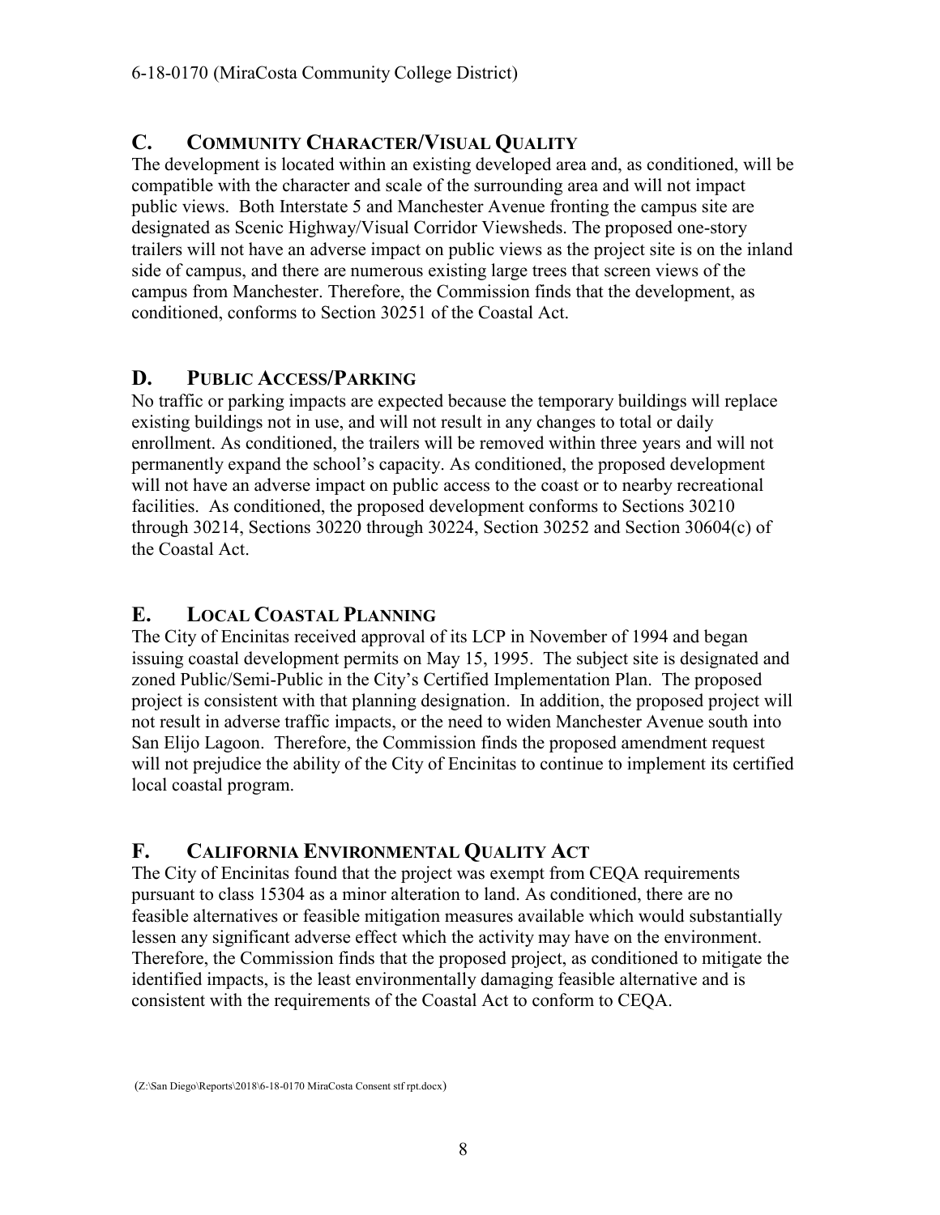## C. COMMUNITY CHARACTER/VISUAL QUALITY

The development is located within an existing developed area and, as conditioned, will be compatible with the character and scale of the surrounding area and will not impact public views. Both Interstate 5 and Manchester Avenue fronting the campus site are designated as Scenic Highway/Visual Corridor Viewsheds. The proposed one-story trailers will not have an adverse impact on public views as the project site is on the inland side of campus, and there are numerous existing large trees that screen views of the campus from Manchester. Therefore, the Commission finds that the development, as conditioned, conforms to Section 30251 of the Coastal Act.

## D. PUBLIC ACCESS/PARKING

No traffic or parking impacts are expected because the temporary buildings will replace existing buildings not in use, and will not result in any changes to total or daily enrollment. As conditioned, the trailers will be removed within three years and will not permanently expand the school's capacity. As conditioned, the proposed development will not have an adverse impact on public access to the coast or to nearby recreational facilities. As conditioned, the proposed development conforms to Sections 30210 through 30214, Sections 30220 through 30224, Section 30252 and Section 30604(c) of the Coastal Act.

## E. LOCAL COASTAL PLANNING

The City of Encinitas received approval of its LCP in November of 1994 and began issuing coastal development permits on May 15, 1995. The subject site is designated and zoned Public/Semi-Public in the City's Certified Implementation Plan. The proposed project is consistent with that planning designation. In addition, the proposed project will not result in adverse traffic impacts, or the need to widen Manchester Avenue south into San Elijo Lagoon. Therefore, the Commission finds the proposed amendment request will not prejudice the ability of the City of Encinitas to continue to implement its certified local coastal program.

## F. CALIFORNIA ENVIRONMENTAL QUALITY ACT

The City of Encinitas found that the project was exempt from CEQA requirements pursuant to class 15304 as a minor alteration to land. As conditioned, there are no feasible alternatives or feasible mitigation measures available which would substantially lessen any significant adverse effect which the activity may have on the environment. Therefore, the Commission finds that the proposed project, as conditioned to mitigate the identified impacts, is the least environmentally damaging feasible alternative and is consistent with the requirements of the Coastal Act to conform to CEQA.

(Z:\San Diego\Reports\2018\6-18-0170 MiraCosta Consent stf rpt.docx)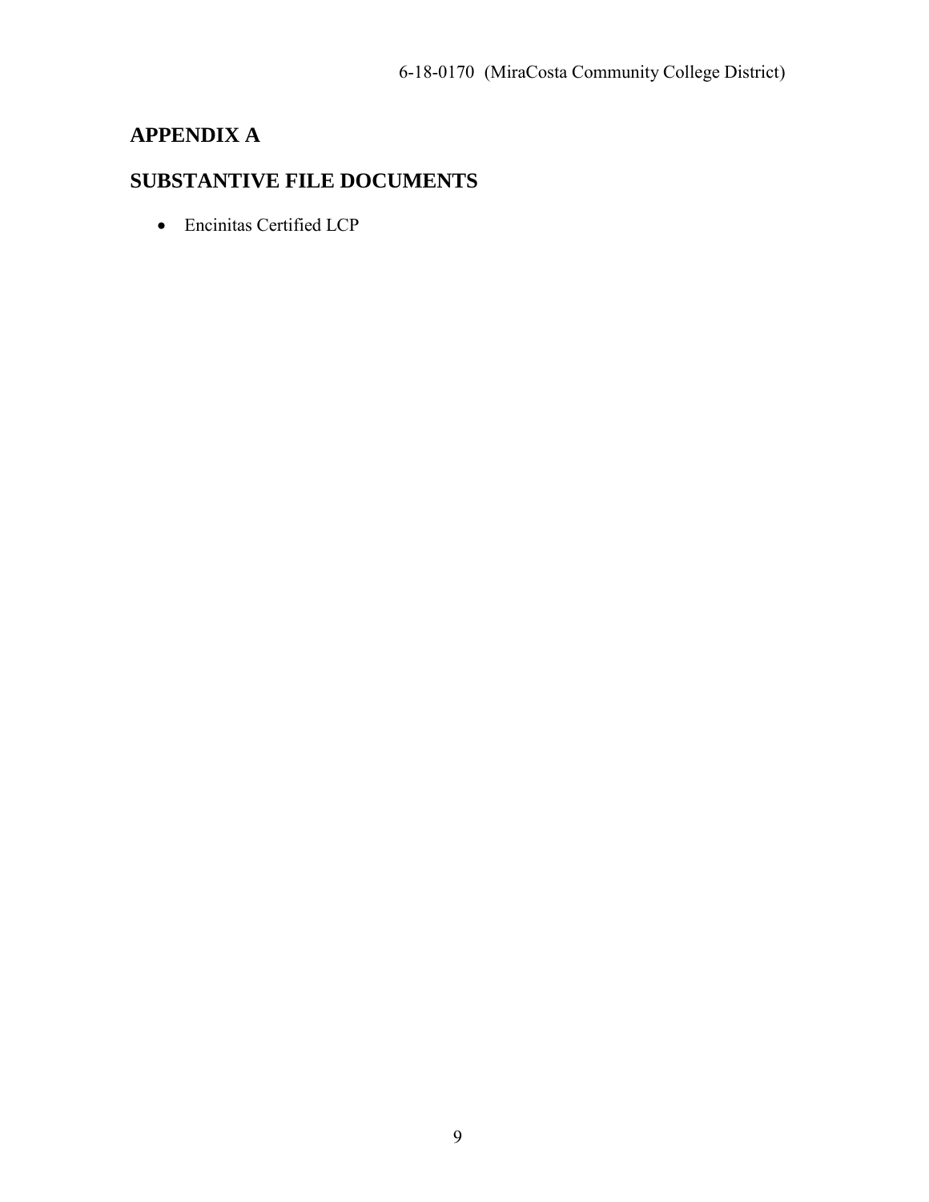# APPENDIX A

# SUBSTANTIVE FILE DOCUMENTS

- Encinitas Certified LCP